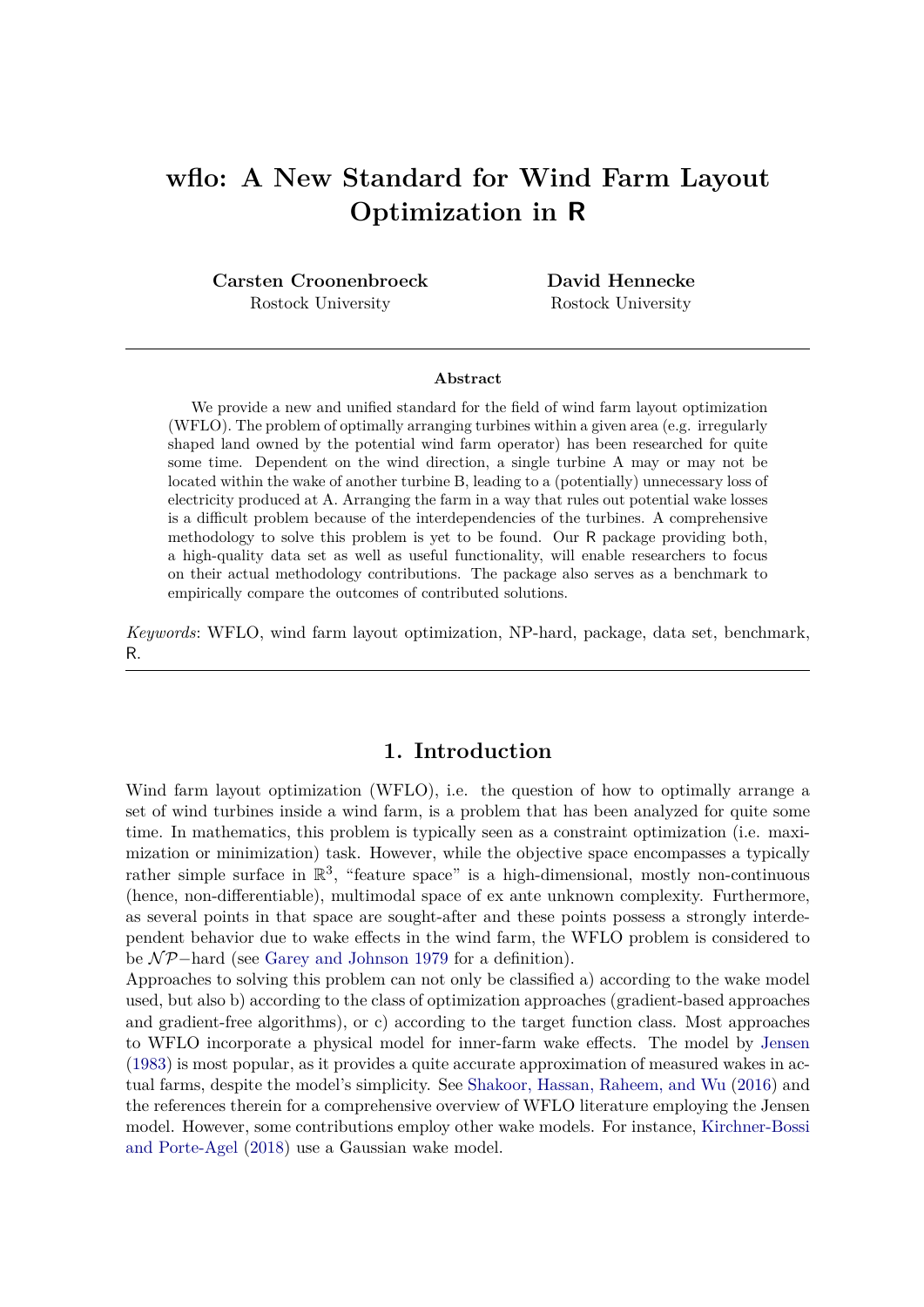# wflo: A New Standard for Wind Farm Layout Optimization in R

**Carsten Croonenbroeck**
Rostock University

**David Hennecke**
Rostock University

---

**Abstract**

We provide a new and unified standard for the field of wind farm layout optimization (WFLO). The problem of optimally arranging turbines within a given area (e.g. irregularly shaped land owned by the potential wind farm operator) has been researched for quite some time. Dependent on the wind direction, a single turbine A may or may not be located within the wake of another turbine B, leading to a (potentially) unnecessary loss of electricity produced at A. Arranging the farm in a way that rules out potential wake losses is a difficult problem because of the interdependencies of the turbines. A comprehensive methodology to solve this problem is yet to be found. Our R package providing both, a high-quality data set as well as useful functionality, will enable researchers to focus on their actual methodology contributions. The package also serves as a benchmark to empirically compare the outcomes of contributed solutions.

*Keywords*: WFLO, wind farm layout optimization, NP-hard, package, data set, benchmark, R.

---

## 1. Introduction

Wind farm layout optimization (WFLO), i.e. the question of how to optimally arrange a set of wind turbines inside a wind farm, is a problem that has been analyzed for quite some time. In mathematics, this problem is typically seen as a constraint optimization (i.e. maximization or minimization) task. However, while the objective space encompasses a typically rather simple surface in $\mathbb{R}^3$, "feature space" is a high-dimensional, mostly non-continuous (hence, non-differentiable), multimodal space of ex ante unknown complexity. Furthermore, as several points in that space are sought-after and these points possess a strongly interdependent behavior due to wake effects in the wind farm, the WFLO problem is considered to be $\mathcal{NP}-$hard (see Garey and Johnson 1979 for a definition).

Approaches to solving this problem can not only be classified a) according to the wake model used, but also b) according to the class of optimization approaches (gradient-based approaches and gradient-free algorithms), or c) according to the target function class. Most approaches to WFLO incorporate a physical model for inner-farm wake effects. The model by Jensen (1983) is most popular, as it provides a quite accurate approximation of measured wakes in actual farms, despite the model's simplicity. See Shakoor, Hassan, Raheem, and Wu (2016) and the references therein for a comprehensive overview of WFLO literature employing the Jensen model. However, some contributions employ other wake models. For instance, Kirchner-Bossi and Porte-Agel (2018) use a Gaussian wake model.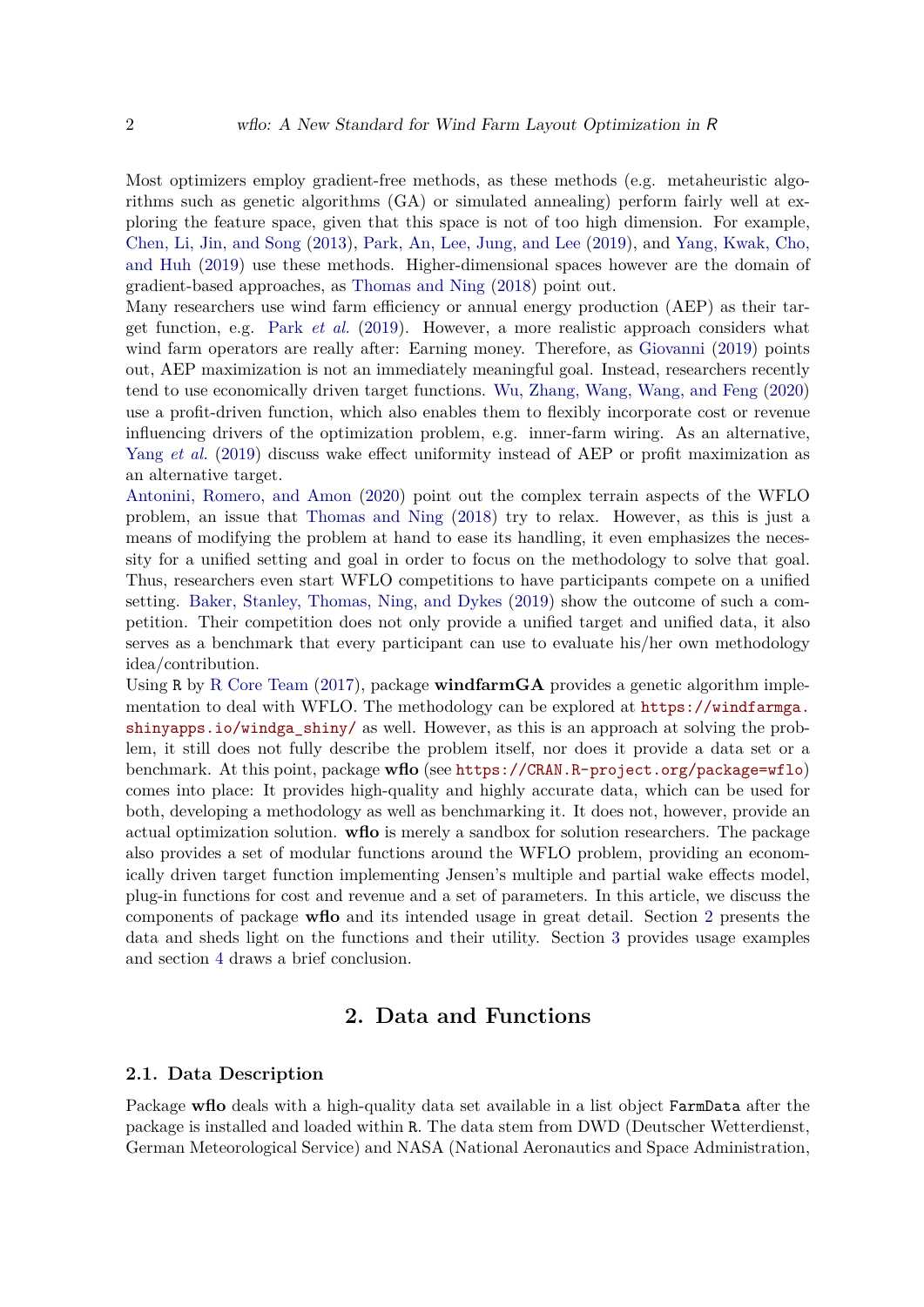Most optimizers employ gradient-free methods, as these methods (e.g. metaheuristic algorithms such as genetic algorithms (GA) or simulated annealing) perform fairly well at exploring the feature space, given that this space is not of too high dimension. For example, Chen, Li, Jin, and Song (2013), Park, An, Lee, Jung, and Lee (2019), and Yang, Kwak, Cho, and Huh (2019) use these methods. Higher-dimensional spaces however are the domain of gradient-based approaches, as Thomas and Ning (2018) point out.

Many researchers use wind farm efficiency or annual energy production (AEP) as their target function, e.g. Park *et al.* (2019). However, a more realistic approach considers what wind farm operators are really after: Earning money. Therefore, as Giovanni (2019) points out, AEP maximization is not an immediately meaningful goal. Instead, researchers recently tend to use economically driven target functions. Wu, Zhang, Wang, Wang, and Feng (2020) use a profit-driven function, which also enables them to flexibly incorporate cost or revenue influencing drivers of the optimization problem, e.g. inner-farm wiring. As an alternative, Yang *et al.* (2019) discuss wake effect uniformity instead of AEP or profit maximization as an alternative target.

Antonini, Romero, and Amon (2020) point out the complex terrain aspects of the WFLO problem, an issue that Thomas and Ning (2018) try to relax. However, as this is just a means of modifying the problem at hand to ease its handling, it even emphasizes the necessity for a unified setting and goal in order to focus on the methodology to solve that goal. Thus, researchers even start WFLO competitions to have participants compete on a unified setting. Baker, Stanley, Thomas, Ning, and Dykes (2019) show the outcome of such a competition. Their competition does not only provide a unified target and unified data, it also serves as a benchmark that every participant can use to evaluate his/her own methodology idea/contribution.

Using R by R Core Team (2017), package **windfarmGA** provides a genetic algorithm implementation to deal with WFLO. The methodology can be explored at https://windfarmga.shinyapps.io/windga_shiny/ as well. However, as this is an approach at solving the problem, it still does not fully describe the problem itself, nor does it provide a data set or a benchmark. At this point, package **wflo** (see https://CRAN.R-project.org/package=wflo) comes into place: It provides high-quality and highly accurate data, which can be used for both, developing a methodology as well as benchmarking it. It does not, however, provide an actual optimization solution. **wflo** is merely a sandbox for solution researchers. The package also provides a set of modular functions around the WFLO problem, providing an economically driven target function implementing Jensen's multiple and partial wake effects model, plug-in functions for cost and revenue and a set of parameters. In this article, we discuss the components of package **wflo** and its intended usage in great detail. Section 2 presents the data and sheds light on the functions and their utility. Section 3 provides usage examples and section 4 draws a brief conclusion.

## 2. Data and Functions

### 2.1. Data Description

Package **wflo** deals with a high-quality data set available in a list object `FarmData` after the package is installed and loaded within R. The data stem from DWD (Deutscher Wetterdienst, German Meteorological Service) and NASA (National Aeronautics and Space Administration,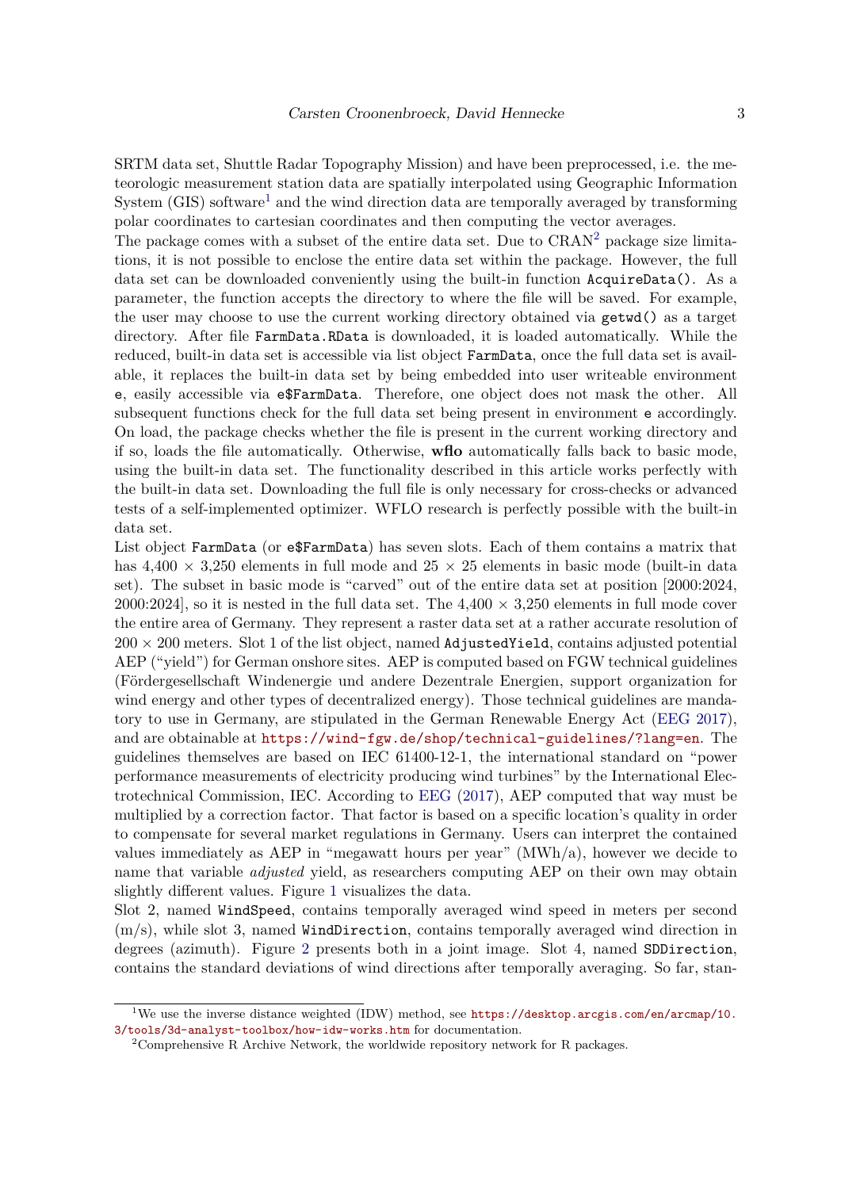SRTM data set, Shuttle Radar Topography Mission) and have been preprocessed, i.e. the meteorologic measurement station data are spatially interpolated using Geographic Information System (GIS) software[1] and the wind direction data are temporally averaged by transforming polar coordinates to cartesian coordinates and then computing the vector averages.

The package comes with a subset of the entire data set. Due to CRAN[2] package size limitations, it is not possible to enclose the entire data set within the package. However, the full data set can be downloaded conveniently using the built-in function `AcquireData()`. As a parameter, the function accepts the directory to where the file will be saved. For example, the user may choose to use the current working directory obtained via `getwd()` as a target directory. After file `FarmData.RData` is downloaded, it is loaded automatically. While the reduced, built-in data set is accessible via list object `FarmData`, once the full data set is available, it replaces the built-in data set by being embedded into user writeable environment `e`, easily accessible via `e$FarmData`. Therefore, one object does not mask the other. All subsequent functions check for the full data set being present in environment `e` accordingly. On load, the package checks whether the file is present in the current working directory and if so, loads the file automatically. Otherwise, **wflo** automatically falls back to basic mode, using the built-in data set. The functionality described in this article works perfectly with the built-in data set. Downloading the full file is only necessary for cross-checks or advanced tests of a self-implemented optimizer. WFLO research is perfectly possible with the built-in data set.

List object `FarmData` (or `e$FarmData`) has seven slots. Each of them contains a matrix that has 4,400 × 3,250 elements in full mode and 25 × 25 elements in basic mode (built-in data set). The subset in basic mode is "carved" out of the entire data set at position [2000:2024, 2000:2024], so it is nested in the full data set. The 4,400 × 3,250 elements in full mode cover the entire area of Germany. They represent a raster data set at a rather accurate resolution of 200 × 200 meters. Slot 1 of the list object, named `AdjustedYield`, contains adjusted potential AEP ("yield") for German onshore sites. AEP is computed based on FGW technical guidelines (Fördergesellschaft Windenergie und andere Dezentrale Energien, support organization for wind energy and other types of decentralized energy). Those technical guidelines are mandatory to use in Germany, are stipulated in the German Renewable Energy Act (EEG 2017), and are obtainable at https://wind-fgw.de/shop/technical-guidelines/?lang=en. The guidelines themselves are based on IEC 61400-12-1, the international standard on "power performance measurements of electricity producing wind turbines" by the International Electrotechnical Commission, IEC. According to EEG (2017), AEP computed that way must be multiplied by a correction factor. That factor is based on a specific location's quality in order to compensate for several market regulations in Germany. Users can interpret the contained values immediately as AEP in "megawatt hours per year" (MWh/a), however we decide to name that variable *adjusted* yield, as researchers computing AEP on their own may obtain slightly different values. Figure 1 visualizes the data.

Slot 2, named `WindSpeed`, contains temporally averaged wind speed in meters per second (m/s), while slot 3, named `WindDirection`, contains temporally averaged wind direction in degrees (azimuth). Figure 2 presents both in a joint image. Slot 4, named `SDDirection`, contains the standard deviations of wind directions after temporally averaging. So far, stan-

---

[1] We use the inverse distance weighted (IDW) method, see https://desktop.arcgis.com/en/arcmap/10.3/tools/3d-analyst-toolbox/how-idw-works.htm for documentation.

[2] Comprehensive R Archive Network, the worldwide repository network for R packages.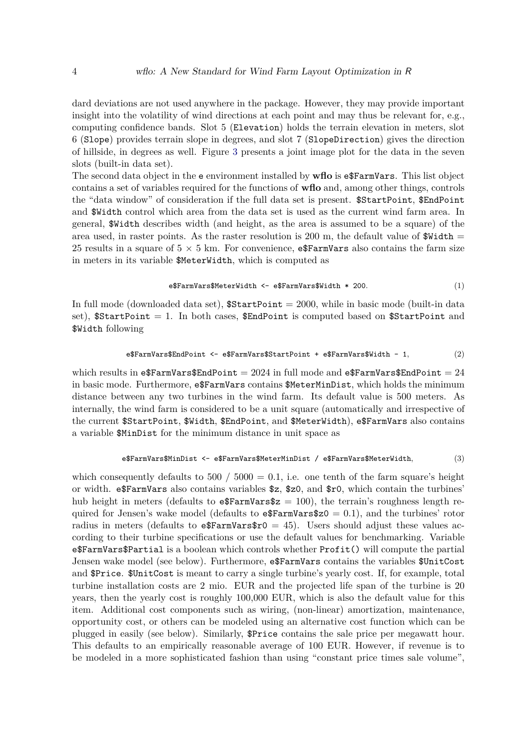dard deviations are not used anywhere in the package. However, they may provide important insight into the volatility of wind directions at each point and may thus be relevant for, e.g., computing confidence bands. Slot 5 (`Elevation`) holds the terrain elevation in meters, slot 6 (`Slope`) provides terrain slope in degrees, and slot 7 (`SlopeDirection`) gives the direction of hillside, in degrees as well. Figure 3 presents a joint image plot for the data in the seven slots (built-in data set).

The second data object in the `e` environment installed by **wflo** is `e$FarmVars`. This list object contains a set of variables required for the functions of **wflo** and, among other things, controls the "data window" of consideration if the full data set is present. `$StartPoint`, `$EndPoint` and `$Width` control which area from the data set is used as the current wind farm area. In general, `$Width` describes width (and height, as the area is assumed to be a square) of the area used, in raster points. As the raster resolution is 200 m, the default value of `$Width` = 25 results in a square of 5 × 5 km. For convenience, `e$FarmVars` also contains the farm size in meters in its variable `$MeterWidth`, which is computed as

```
e$FarmVars$MeterWidth <- e$FarmVars$Width * 200.
```
(1)

In full mode (downloaded data set), `$StartPoint` = 2000, while in basic mode (built-in data set), `$StartPoint` = 1. In both cases, `$EndPoint` is computed based on `$StartPoint` and `$Width` following

```
e$FarmVars$EndPoint <- e$FarmVars$StartPoint + e$FarmVars$Width - 1,
```
(2)

which results in `e$FarmVars$EndPoint` = 2024 in full mode and `e$FarmVars$EndPoint` = 24 in basic mode. Furthermore, `e$FarmVars` contains `$MeterMinDist`, which holds the minimum distance between any two turbines in the wind farm. Its default value is 500 meters. As internally, the wind farm is considered to be a unit square (automatically and irrespective of the current `$StartPoint`, `$Width`, `$EndPoint`, and `$MeterWidth`), `e$FarmVars` also contains a variable `$MinDist` for the minimum distance in unit space as

```
e$FarmVars$MinDist <- e$FarmVars$MeterMinDist / e$FarmVars$MeterWidth,
```
(3)

which consequently defaults to 500 / 5000 = 0.1, i.e. one tenth of the farm square's height or width. `e$FarmVars` also contains variables `$z`, `$z0`, and `$r0`, which contain the turbines' hub height in meters (defaults to `e$FarmVars$z` = 100), the terrain's roughness length required for Jensen's wake model (defaults to `e$FarmVars$z0` = 0.1), and the turbines' rotor radius in meters (defaults to `e$FarmVars$r0` = 45). Users should adjust these values according to their turbine specifications or use the default values for benchmarking. Variable `e$FarmVars$Partial` is a boolean which controls whether `Profit()` will compute the partial Jensen wake model (see below). Furthermore, `e$FarmVars` contains the variables `$UnitCost` and `$Price`. `$UnitCost` is meant to carry a single turbine's yearly cost. If, for example, total turbine installation costs are 2 mio. EUR and the projected life span of the turbine is 20 years, then the yearly cost is roughly 100,000 EUR, which is also the default value for this item. Additional cost components such as wiring, (non-linear) amortization, maintenance, opportunity cost, or others can be modeled using an alternative cost function which can be plugged in easily (see below). Similarly, `$Price` contains the sale price per megawatt hour. This defaults to an empirically reasonable average of 100 EUR. However, if revenue is to be modeled in a more sophisticated fashion than using "constant price times sale volume",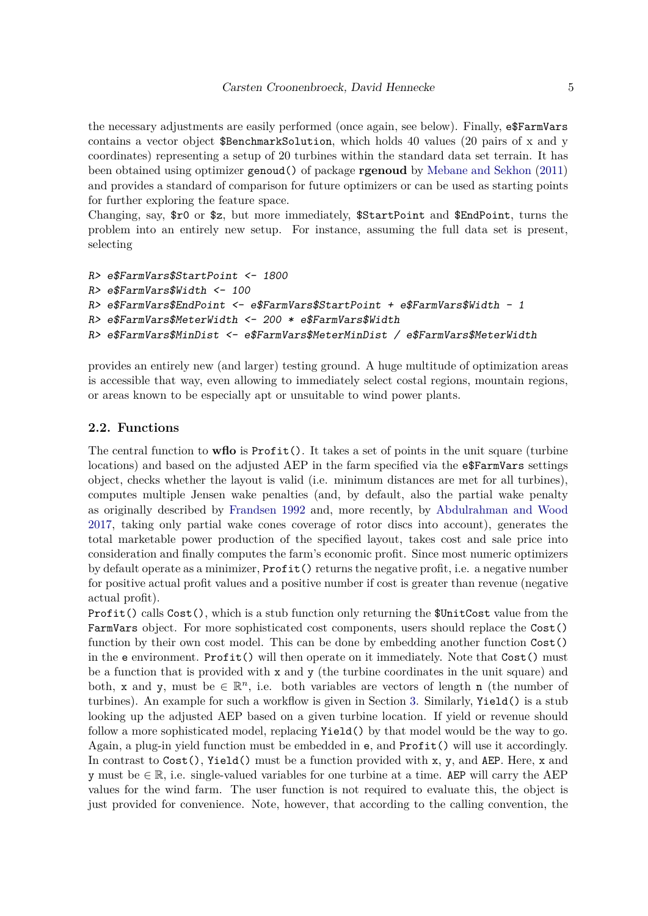the necessary adjustments are easily performed (once again, see below). Finally, `e$FarmVars` contains a vector object `$BenchmarkSolution`, which holds 40 values (20 pairs of x and y coordinates) representing a setup of 20 turbines within the standard data set terrain. It has been obtained using optimizer `genoud()` of package **rgenoud** by Mebane and Sekhon (2011) and provides a standard of comparison for future optimizers or can be used as starting points for further exploring the feature space.

Changing, say, `$r0` or `$z`, but more immediately, `$StartPoint` and `$EndPoint`, turns the problem into an entirely new setup. For instance, assuming the full data set is present, selecting

```
R> e$FarmVars$StartPoint <- 1800
R> e$FarmVars$Width <- 100
R> e$FarmVars$EndPoint <- e$FarmVars$StartPoint + e$FarmVars$Width - 1
R> e$FarmVars$MeterWidth <- 200 * e$FarmVars$Width
R> e$FarmVars$MinDist <- e$FarmVars$MeterMinDist / e$FarmVars$MeterWidth
```

provides an entirely new (and larger) testing ground. A huge multitude of optimization areas is accessible that way, even allowing to immediately select costal regions, mountain regions, or areas known to be especially apt or unsuitable to wind power plants.

### 2.2. Functions

The central function to **wflo** is `Profit()`. It takes a set of points in the unit square (turbine locations) and based on the adjusted AEP in the farm specified via the `e$FarmVars` settings object, checks whether the layout is valid (i.e. minimum distances are met for all turbines), computes multiple Jensen wake penalties (and, by default, also the partial wake penalty as originally described by Frandsen 1992 and, more recently, by Abdulrahman and Wood 2017, taking only partial wake cones coverage of rotor discs into account), generates the total marketable power production of the specified layout, takes cost and sale price into consideration and finally computes the farm's economic profit. Since most numeric optimizers by default operate as a minimizer, `Profit()` returns the negative profit, i.e. a negative number for positive actual profit values and a positive number if cost is greater than revenue (negative actual profit).

`Profit()` calls `Cost()`, which is a stub function only returning the `$UnitCost` value from the `FarmVars` object. For more sophisticated cost components, users should replace the `Cost()` function by their own cost model. This can be done by embedding another function `Cost()` in the `e` environment. `Profit()` will then operate on it immediately. Note that `Cost()` must be a function that is provided with `x` and `y` (the turbine coordinates in the unit square) and both, `x` and `y`, must be $\in \mathbb{R}^n$, i.e. both variables are vectors of length `n` (the number of turbines). An example for such a workflow is given in Section 3. Similarly, `Yield()` is a stub looking up the adjusted AEP based on a given turbine location. If yield or revenue should follow a more sophisticated model, replacing `Yield()` by that model would be the way to go. Again, a plug-in yield function must be embedded in `e`, and `Profit()` will use it accordingly. In contrast to `Cost()`, `Yield()` must be a function provided with `x`, `y`, and `AEP`. Here, `x` and `y` must be $\in \mathbb{R}$, i.e. single-valued variables for one turbine at a time. `AEP` will carry the AEP values for the wind farm. The user function is not required to evaluate this, the object is just provided for convenience. Note, however, that according to the calling convention, the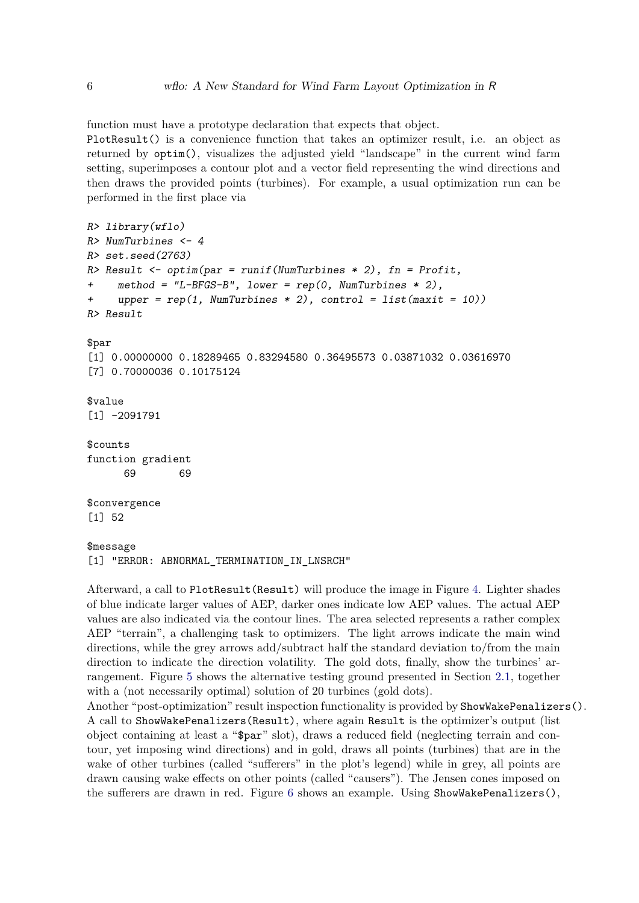function must have a prototype declaration that expects that object.

`PlotResult()` is a convenience function that takes an optimizer result, i.e. an object as returned by `optim()`, visualizes the adjusted yield "landscape" in the current wind farm setting, superimposes a contour plot and a vector field representing the wind directions and then draws the provided points (turbines). For example, a usual optimization run can be performed in the first place via

```
R> library(wflo)
R> NumTurbines <- 4
R> set.seed(2763)
R> Result <- optim(par = runif(NumTurbines * 2), fn = Profit,
+    method = "L-BFGS-B", lower = rep(0, NumTurbines * 2),
+    upper = rep(1, NumTurbines * 2), control = list(maxit = 10))
R> Result

$par
[1] 0.00000000 0.18289465 0.83294580 0.36495573 0.03871032 0.03616970
[7] 0.70000036 0.10175124

$value
[1] -2091791

$counts
function gradient
      69       69

$convergence
[1] 52

$message
[1] "ERROR: ABNORMAL_TERMINATION_IN_LNSRCH"
```

Afterward, a call to `PlotResult(Result)` will produce the image in Figure 4. Lighter shades of blue indicate larger values of AEP, darker ones indicate low AEP values. The actual AEP values are also indicated via the contour lines. The area selected represents a rather complex AEP "terrain", a challenging task to optimizers. The light arrows indicate the main wind directions, while the grey arrows add/subtract half the standard deviation to/from the main direction to indicate the direction volatility. The gold dots, finally, show the turbines' arrangement. Figure 5 shows the alternative testing ground presented in Section 2.1, together with a (not necessarily optimal) solution of 20 turbines (gold dots).

Another "post-optimization" result inspection functionality is provided by `ShowWakePenalizers()`. A call to `ShowWakePenalizers(Result)`, where again `Result` is the optimizer's output (list object containing at least a "`$par`" slot), draws a reduced field (neglecting terrain and contour, yet imposing wind directions) and in gold, draws all points (turbines) that are in the wake of other turbines (called "sufferers" in the plot's legend) while in grey, all points are drawn causing wake effects on other points (called "causers"). The Jensen cones imposed on the sufferers are drawn in red. Figure 6 shows an example. Using `ShowWakePenalizers()`,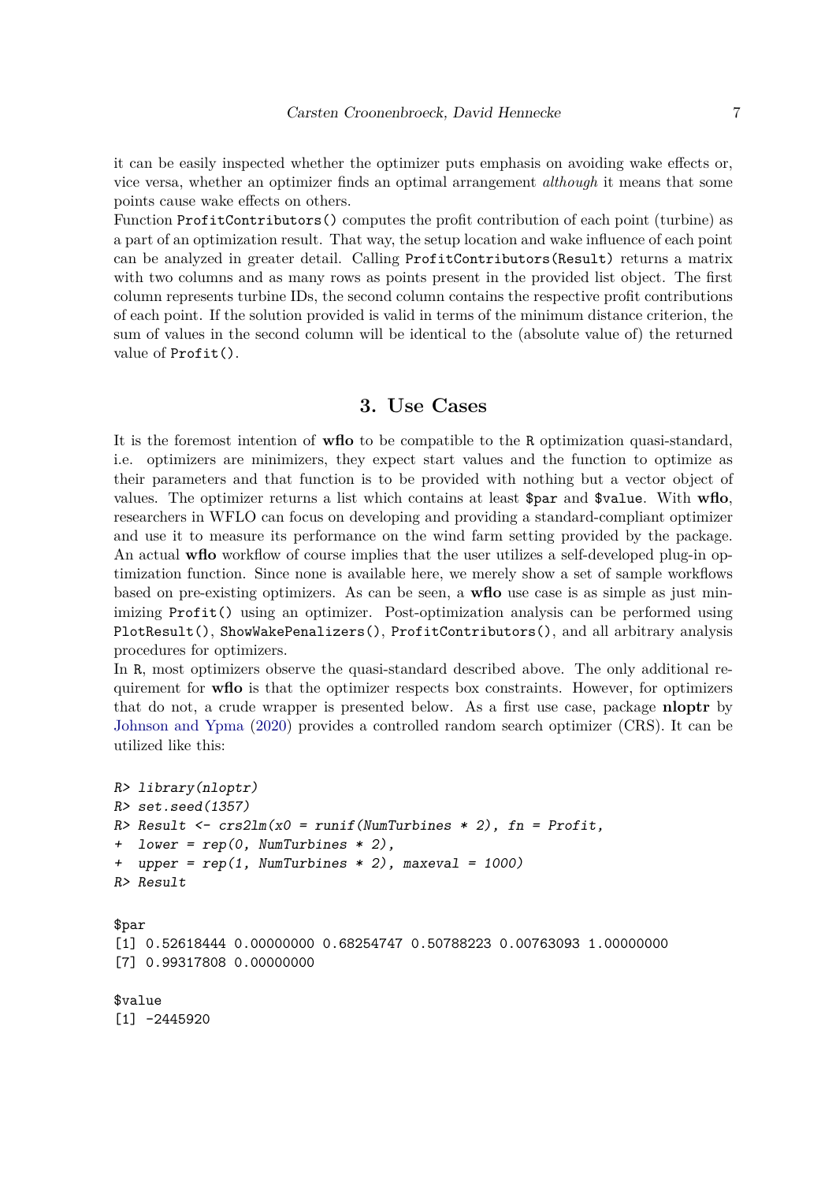it can be easily inspected whether the optimizer puts emphasis on avoiding wake effects or, vice versa, whether an optimizer finds an optimal arrangement *although* it means that some points cause wake effects on others.

Function `ProfitContributors()` computes the profit contribution of each point (turbine) as a part of an optimization result. That way, the setup location and wake influence of each point can be analyzed in greater detail. Calling `ProfitContributors(Result)` returns a matrix with two columns and as many rows as points present in the provided list object. The first column represents turbine IDs, the second column contains the respective profit contributions of each point. If the solution provided is valid in terms of the minimum distance criterion, the sum of values in the second column will be identical to the (absolute value of) the returned value of `Profit()`.

## 3. Use Cases

It is the foremost intention of **wflo** to be compatible to the R optimization quasi-standard, i.e. optimizers are minimizers, they expect start values and the function to optimize as their parameters and that function is to be provided with nothing but a vector object of values. The optimizer returns a list which contains at least `$par` and `$value`. With **wflo**, researchers in WFLO can focus on developing and providing a standard-compliant optimizer and use it to measure its performance on the wind farm setting provided by the package. An actual **wflo** workflow of course implies that the user utilizes a self-developed plug-in optimization function. Since none is available here, we merely show a set of sample workflows based on pre-existing optimizers. As can be seen, a **wflo** use case is as simple as just minimizing `Profit()` using an optimizer. Post-optimization analysis can be performed using `PlotResult()`, `ShowWakePenalizers()`, `ProfitContributors()`, and all arbitrary analysis procedures for optimizers.

In R, most optimizers observe the quasi-standard described above. The only additional requirement for **wflo** is that the optimizer respects box constraints. However, for optimizers that do not, a crude wrapper is presented below. As a first use case, package **nloptr** by Johnson and Ypma (2020) provides a controlled random search optimizer (CRS). It can be utilized like this:

```
R> library(nloptr)
R> set.seed(1357)
R> Result <- crs2lm(x0 = runif(NumTurbines * 2), fn = Profit,
+  lower = rep(0, NumTurbines * 2),
+  upper = rep(1, NumTurbines * 2), maxeval = 1000)
R> Result

$par
[1] 0.52618444 0.00000000 0.68254747 0.50788223 0.00763093 1.00000000
[7] 0.99317808 0.00000000

$value
[1] -2445920
```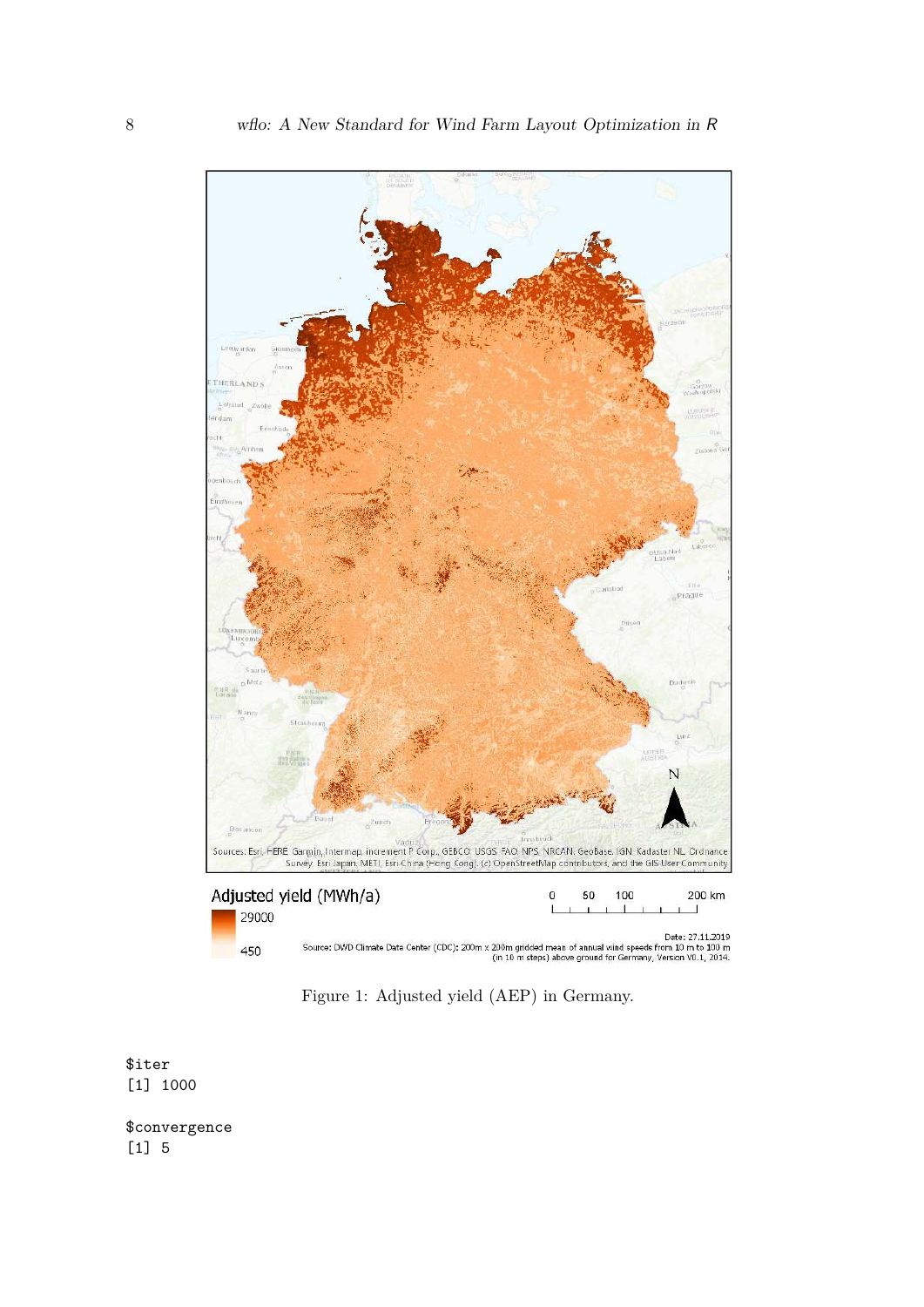Figure 1: Adjusted yield (AEP) in Germany.

```
$iter
[1] 1000

$convergence
[1] 5
```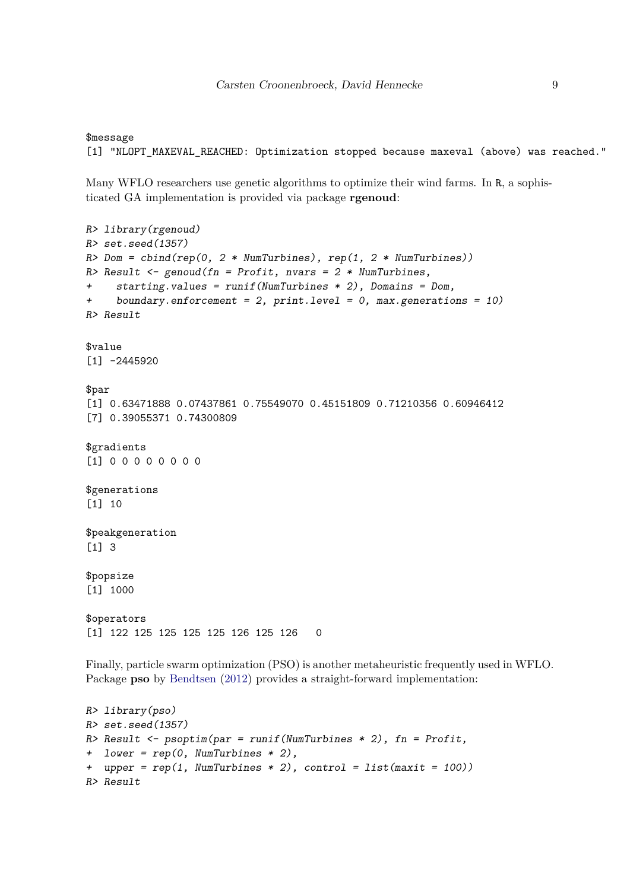```
$message
[1] "NLOPT_MAXEVAL_REACHED: Optimization stopped because maxeval (above) was reached."
```

Many WFLO researchers use genetic algorithms to optimize their wind farms. In R, a sophisticated GA implementation is provided via package **rgenoud**:

```
R> library(rgenoud)
R> set.seed(1357)
R> Dom = cbind(rep(0, 2 * NumTurbines), rep(1, 2 * NumTurbines))
R> Result <- genoud(fn = Profit, nvars = 2 * NumTurbines,
+    starting.values = runif(NumTurbines * 2), Domains = Dom,
+    boundary.enforcement = 2, print.level = 0, max.generations = 10)
R> Result

$value
[1] -2445920

$par
[1] 0.63471888 0.07437861 0.75549070 0.45151809 0.71210356 0.60946412
[7] 0.39055371 0.74300809

$gradients
[1] 0 0 0 0 0 0 0 0

$generations
[1] 10

$peakgeneration
[1] 3

$popsize
[1] 1000

$operators
[1] 122 125 125 125 125 126 125 126   0
```

Finally, particle swarm optimization (PSO) is another metaheuristic frequently used in WFLO. Package **pso** by Bendtsen (2012) provides a straight-forward implementation:

```
R> library(pso)
R> set.seed(1357)
R> Result <- psoptim(par = runif(NumTurbines * 2), fn = Profit,
+  lower = rep(0, NumTurbines * 2),
+  upper = rep(1, NumTurbines * 2), control = list(maxit = 100))
R> Result
```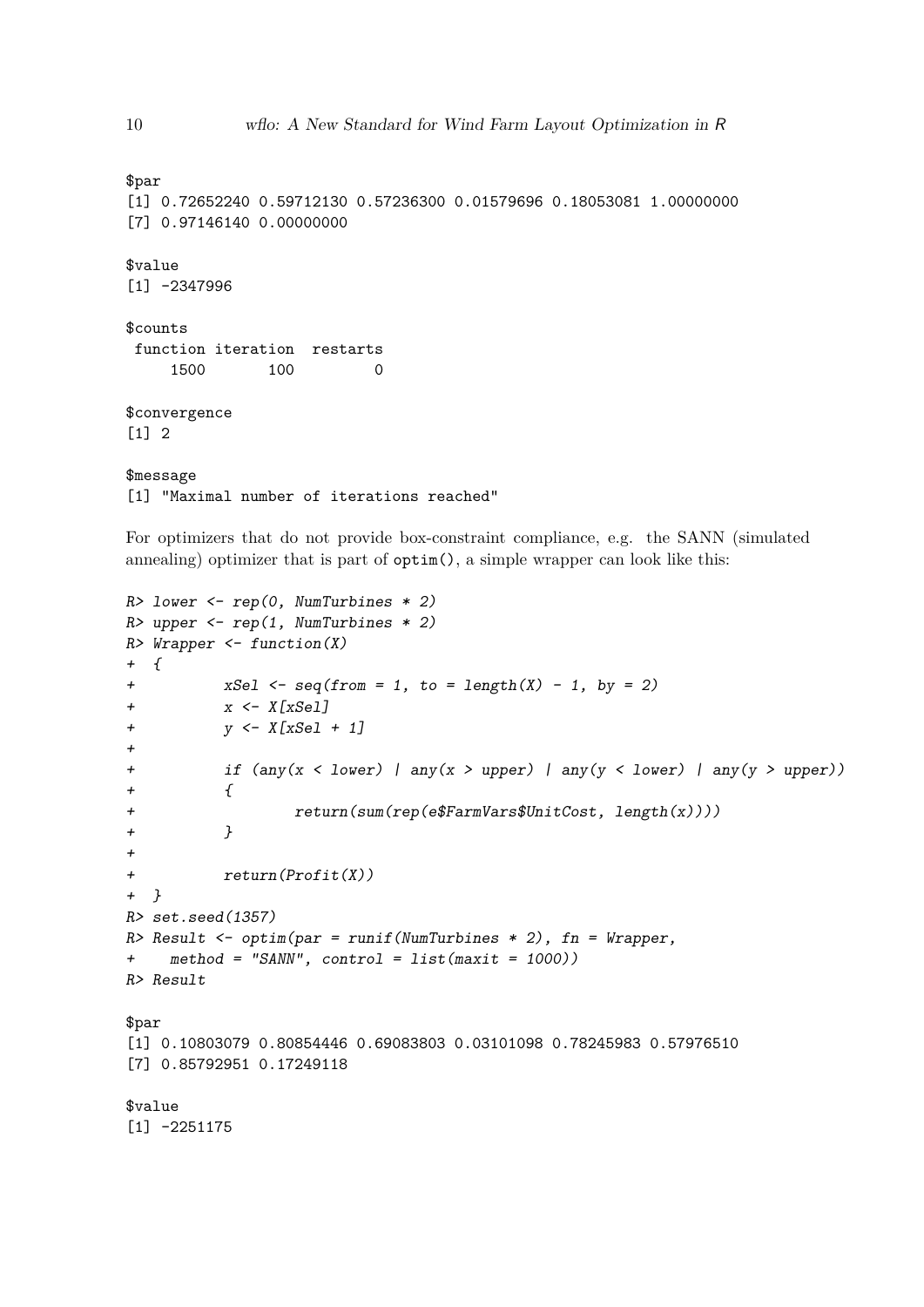```
$par
[1] 0.72652240 0.59712130 0.57236300 0.01579696 0.18053081 1.00000000
[7] 0.97146140 0.00000000

$value
[1] -2347996

$counts
 function iteration  restarts
     1500       100         0

$convergence
[1] 2

$message
[1] "Maximal number of iterations reached"
```

For optimizers that do not provide box-constraint compliance, e.g. the SANN (simulated annealing) optimizer that is part of `optim()`, a simple wrapper can look like this:

```
R> lower <- rep(0, NumTurbines * 2)
R> upper <- rep(1, NumTurbines * 2)
R> Wrapper <- function(X)
+  {
+          xSel <- seq(from = 1, to = length(X) - 1, by = 2)
+          x <- X[xSel]
+          y <- X[xSel + 1]
+
+          if (any(x < lower) | any(x > upper) | any(y < lower) | any(y > upper))
+          {
+                  return(sum(rep(e$FarmVars$UnitCost, length(x))))
+          }
+
+          return(Profit(X))
+  }
R> set.seed(1357)
R> Result <- optim(par = runif(NumTurbines * 2), fn = Wrapper,
+    method = "SANN", control = list(maxit = 1000))
R> Result
```

```
$par
[1] 0.10803079 0.80854446 0.69083803 0.03101098 0.78245983 0.57976510
[7] 0.85792951 0.17249118

$value
[1] -2251175
```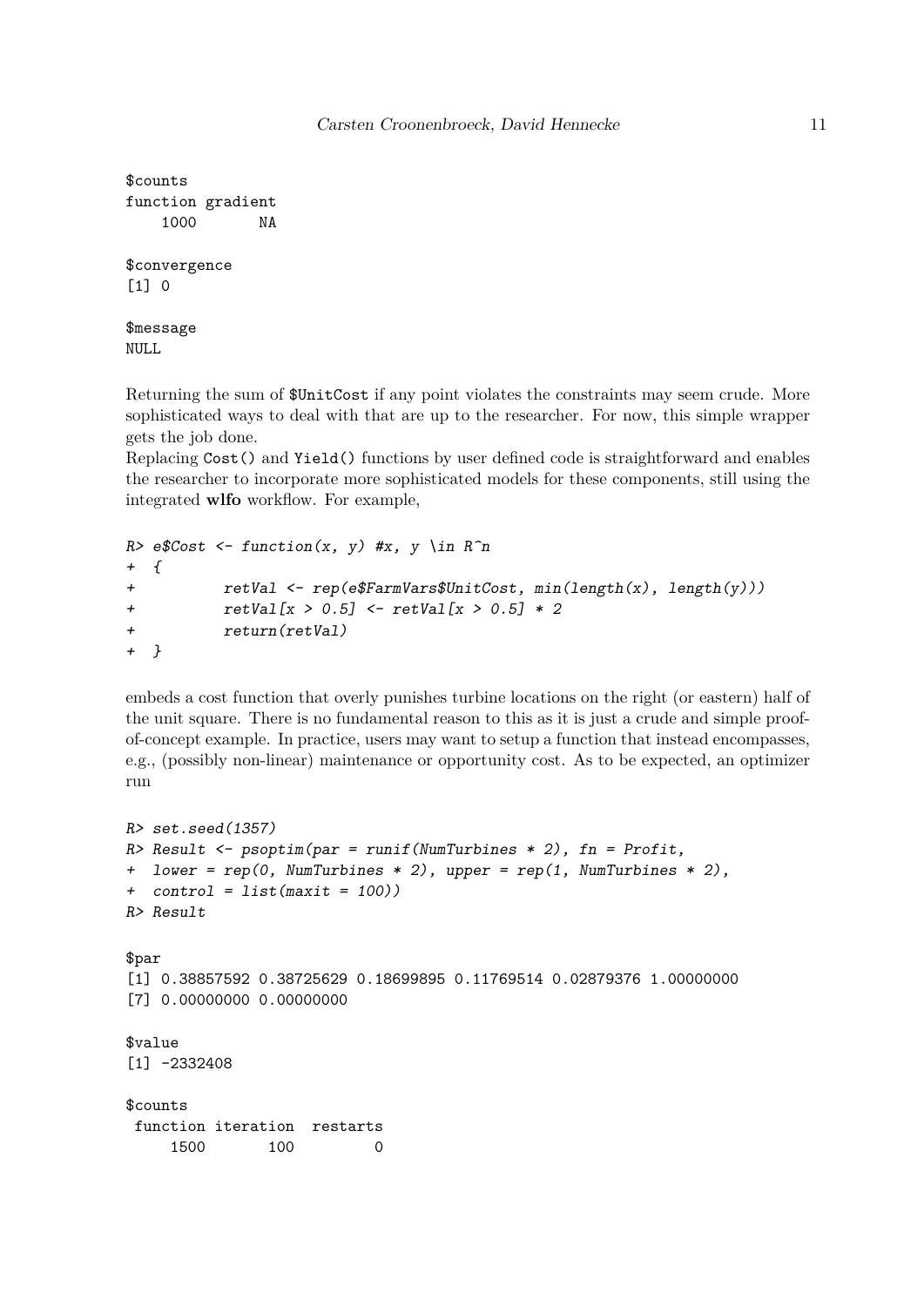```
$counts
function gradient
    1000       NA

$convergence
[1] 0

$message
NULL
```

Returning the sum of `$UnitCost` if any point violates the constraints may seem crude. More sophisticated ways to deal with that are up to the researcher. For now, this simple wrapper gets the job done.

Replacing `Cost()` and `Yield()` functions by user defined code is straightforward and enables the researcher to incorporate more sophisticated models for these components, still using the integrated **wlfo** workflow. For example,

```
R> e$Cost <- function(x, y) #x, y \in R^n
+ {
+         retVal <- rep(e$FarmVars$UnitCost, min(length(x), length(y)))
+         retVal[x > 0.5] <- retVal[x > 0.5] * 2
+         return(retVal)
+ }
```

embeds a cost function that overly punishes turbine locations on the right (or eastern) half of the unit square. There is no fundamental reason to this as it is just a crude and simple proof-of-concept example. In practice, users may want to setup a function that instead encompasses, e.g., (possibly non-linear) maintenance or opportunity cost. As to be expected, an optimizer run

```
R> set.seed(1357)
R> Result <- psoptim(par = runif(NumTurbines * 2), fn = Profit,
+  lower = rep(0, NumTurbines * 2), upper = rep(1, NumTurbines * 2),
+  control = list(maxit = 100))
R> Result

$par
[1] 0.38857592 0.38725629 0.18699895 0.11769514 0.02879376 1.00000000
[7] 0.00000000 0.00000000

$value
[1] -2332408

$counts
 function iteration  restarts
     1500       100         0
```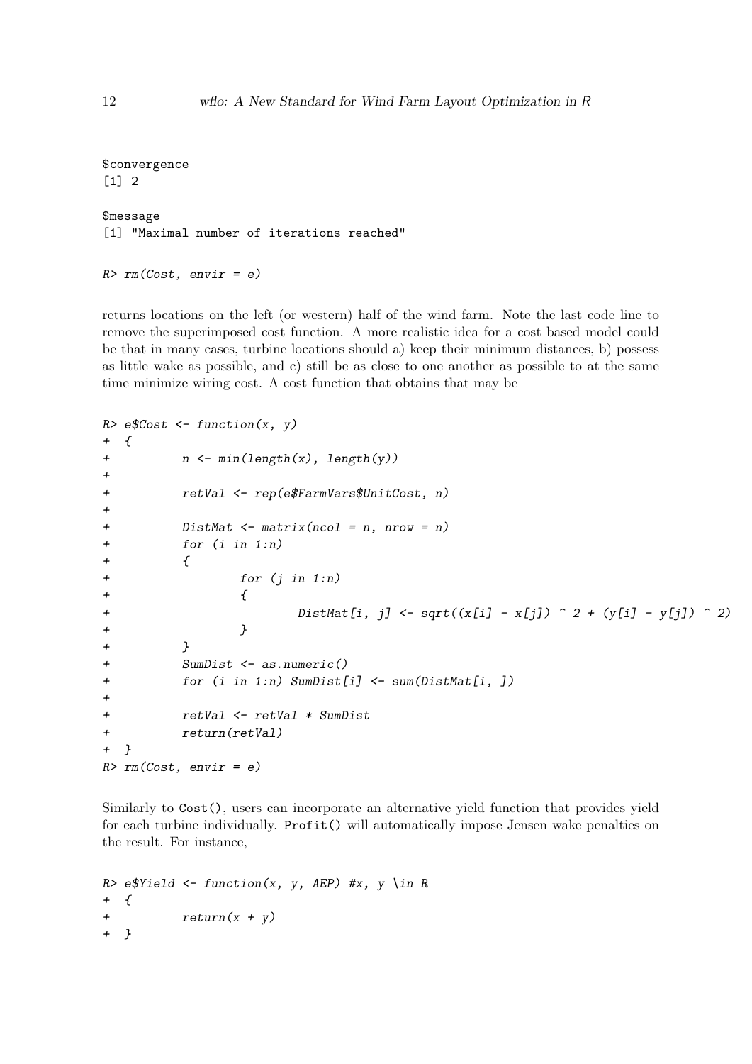```
$convergence
[1] 2

$message
[1] "Maximal number of iterations reached"

R> rm(Cost, envir = e)
```

returns locations on the left (or western) half of the wind farm. Note the last code line to remove the superimposed cost function. A more realistic idea for a cost based model could be that in many cases, turbine locations should a) keep their minimum distances, b) possess as little wake as possible, and c) still be as close to one another as possible to at the same time minimize wiring cost. A cost function that obtains that may be

```
R> e$Cost <- function(x, y)
+  {
+          n <- min(length(x), length(y))
+
+          retVal <- rep(e$FarmVars$UnitCost, n)
+
+          DistMat <- matrix(ncol = n, nrow = n)
+          for (i in 1:n)
+          {
+                  for (j in 1:n)
+                  {
+                          DistMat[i, j] <- sqrt((x[i] - x[j]) ^ 2 + (y[i] - y[j]) ^ 2)
+                  }
+          }
+          SumDist <- as.numeric()
+          for (i in 1:n) SumDist[i] <- sum(DistMat[i, ])
+
+          retVal <- retVal * SumDist
+          return(retVal)
+  }
R> rm(Cost, envir = e)
```

Similarly to `Cost()`, users can incorporate an alternative yield function that provides yield for each turbine individually. `Profit()` will automatically impose Jensen wake penalties on the result. For instance,

```
R> e$Yield <- function(x, y, AEP) #x, y \in R
+  {
+          return(x + y)
+  }
```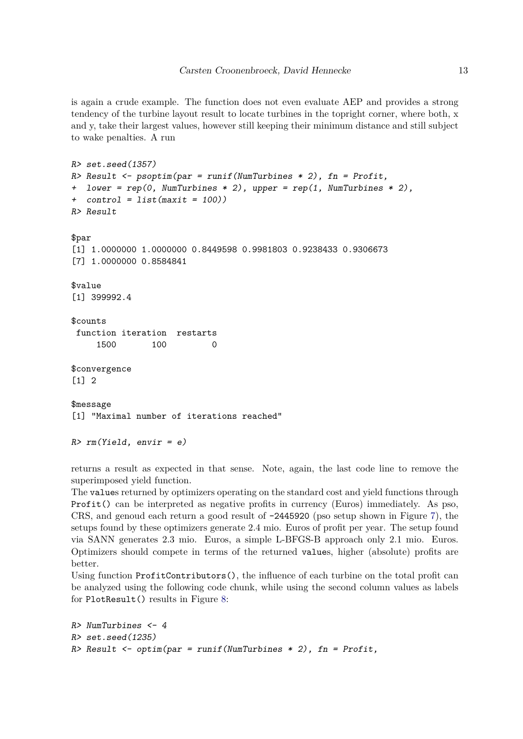is again a crude example. The function does not even evaluate AEP and provides a strong tendency of the turbine layout result to locate turbines in the topright corner, where both, x and y, take their largest values, however still keeping their minimum distance and still subject to wake penalties. A run

```
R> set.seed(1357)
R> Result <- psoptim(par = runif(NumTurbines * 2), fn = Profit,
+  lower = rep(0, NumTurbines * 2), upper = rep(1, NumTurbines * 2),
+  control = list(maxit = 100))
R> Result

$par
[1] 1.0000000 1.0000000 0.8449598 0.9981803 0.9238433 0.9306673
[7] 1.0000000 0.8584841

$value
[1] 399992.4

$counts
 function iteration  restarts
     1500       100         0

$convergence
[1] 2

$message
[1] "Maximal number of iterations reached"

R> rm(Yield, envir = e)
```

returns a result as expected in that sense. Note, again, the last code line to remove the superimposed yield function.

The values returned by optimizers operating on the standard cost and yield functions through `Profit()` can be interpreted as negative profits in currency (Euros) immediately. As pso, CRS, and genoud each return a good result of `-2445920` (pso setup shown in Figure 7), the setups found by these optimizers generate 2.4 mio. Euros of profit per year. The setup found via SANN generates 2.3 mio. Euros, a simple L-BFGS-B approach only 2.1 mio. Euros. Optimizers should compete in terms of the returned values, higher (absolute) profits are better.

Using function `ProfitContributors()`, the influence of each turbine on the total profit can be analyzed using the following code chunk, while using the second column values as labels for `PlotResult()` results in Figure 8:

```
R> NumTurbines <- 4
R> set.seed(1235)
R> Result <- optim(par = runif(NumTurbines * 2), fn = Profit,
```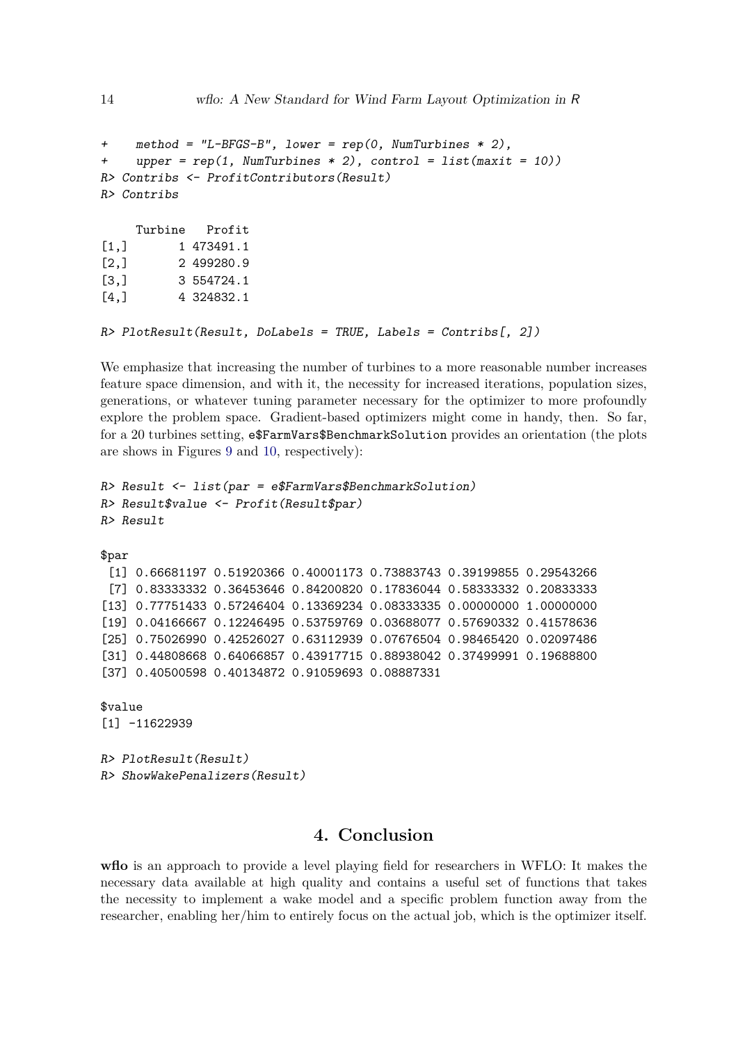```
+    method = "L-BFGS-B", lower = rep(0, NumTurbines * 2),
+    upper = rep(1, NumTurbines * 2), control = list(maxit = 10))
R> Contribs <- ProfitContributors(Result)
R> Contribs

     Turbine   Profit
[1,]       1 473491.1
[2,]       2 499280.9
[3,]       3 554724.1
[4,]       4 324832.1

R> PlotResult(Result, DoLabels = TRUE, Labels = Contribs[, 2])
```

We emphasize that increasing the number of turbines to a more reasonable number increases feature space dimension, and with it, the necessity for increased iterations, population sizes, generations, or whatever tuning parameter necessary for the optimizer to more profoundly explore the problem space. Gradient-based optimizers might come in handy, then. So far, for a 20 turbines setting, `e$FarmVars$BenchmarkSolution` provides an orientation (the plots are shows in Figures 9 and 10, respectively):

```
R> Result <- list(par = e$FarmVars$BenchmarkSolution)
R> Result$value <- Profit(Result$par)
R> Result

$par
 [1] 0.66681197 0.51920366 0.40001173 0.73883743 0.39199855 0.29543266
 [7] 0.83333332 0.36453646 0.84200820 0.17836044 0.58333332 0.20833333
[13] 0.77751433 0.57246404 0.13369234 0.08333335 0.00000000 1.00000000
[19] 0.04166667 0.12246495 0.53759769 0.03688077 0.57690332 0.41578636
[25] 0.75026990 0.42526027 0.63112939 0.07676504 0.98465420 0.02097486
[31] 0.44808668 0.64066857 0.43917715 0.88938042 0.37499991 0.19688800
[37] 0.40500598 0.40134872 0.91059693 0.08887331

$value
[1] -11622939

R> PlotResult(Result)
R> ShowWakePenalizers(Result)
```

## 4. Conclusion

**wflo** is an approach to provide a level playing field for researchers in WFLO: It makes the necessary data available at high quality and contains a useful set of functions that takes the necessity to implement a wake model and a specific problem function away from the researcher, enabling her/him to entirely focus on the actual job, which is the optimizer itself.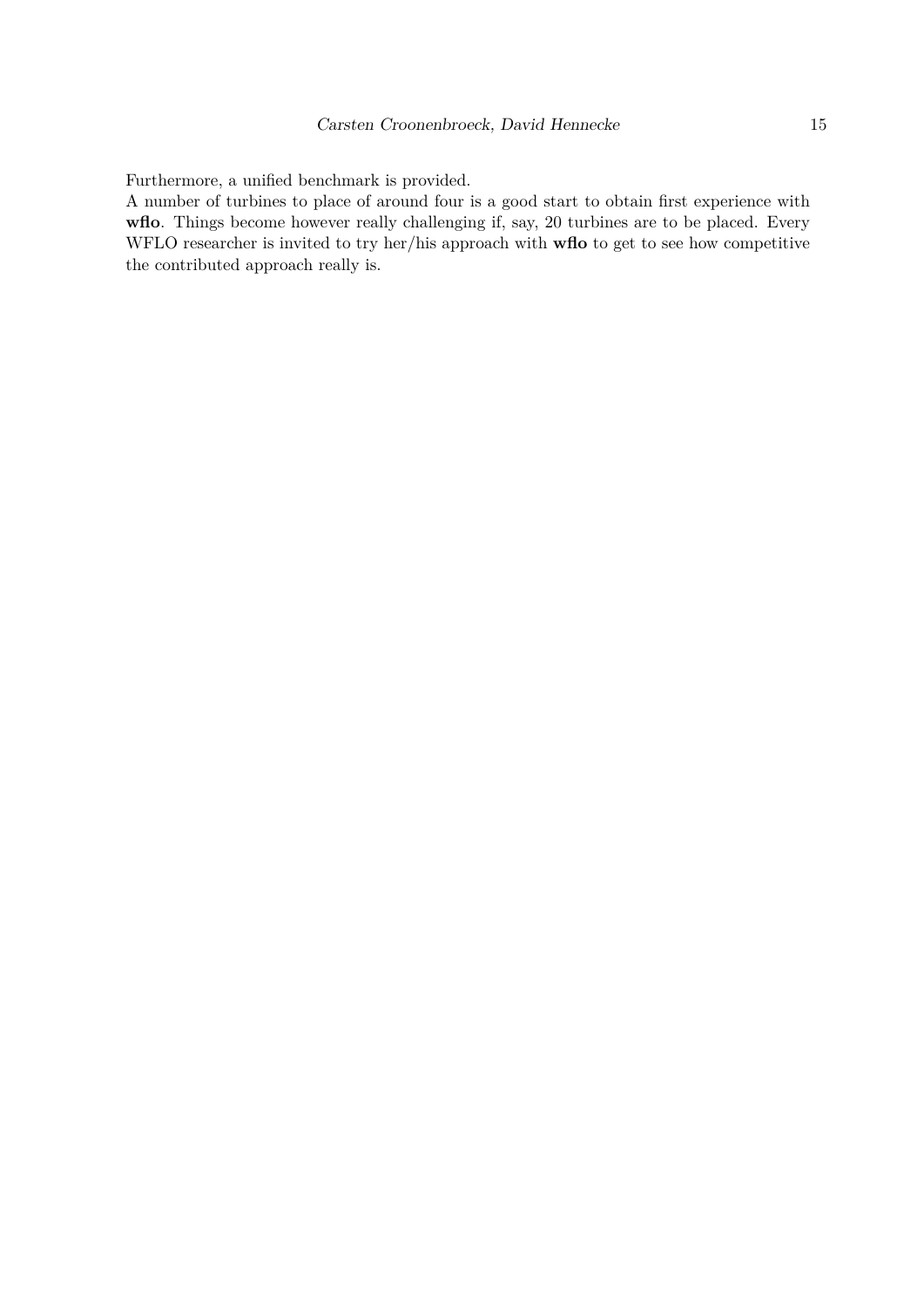Furthermore, a unified benchmark is provided.
A number of turbines to place of around four is a good start to obtain first experience with **wflo**. Things become however really challenging if, say, 20 turbines are to be placed. Every WFLO researcher is invited to try her/his approach with **wflo** to get to see how competitive the contributed approach really is.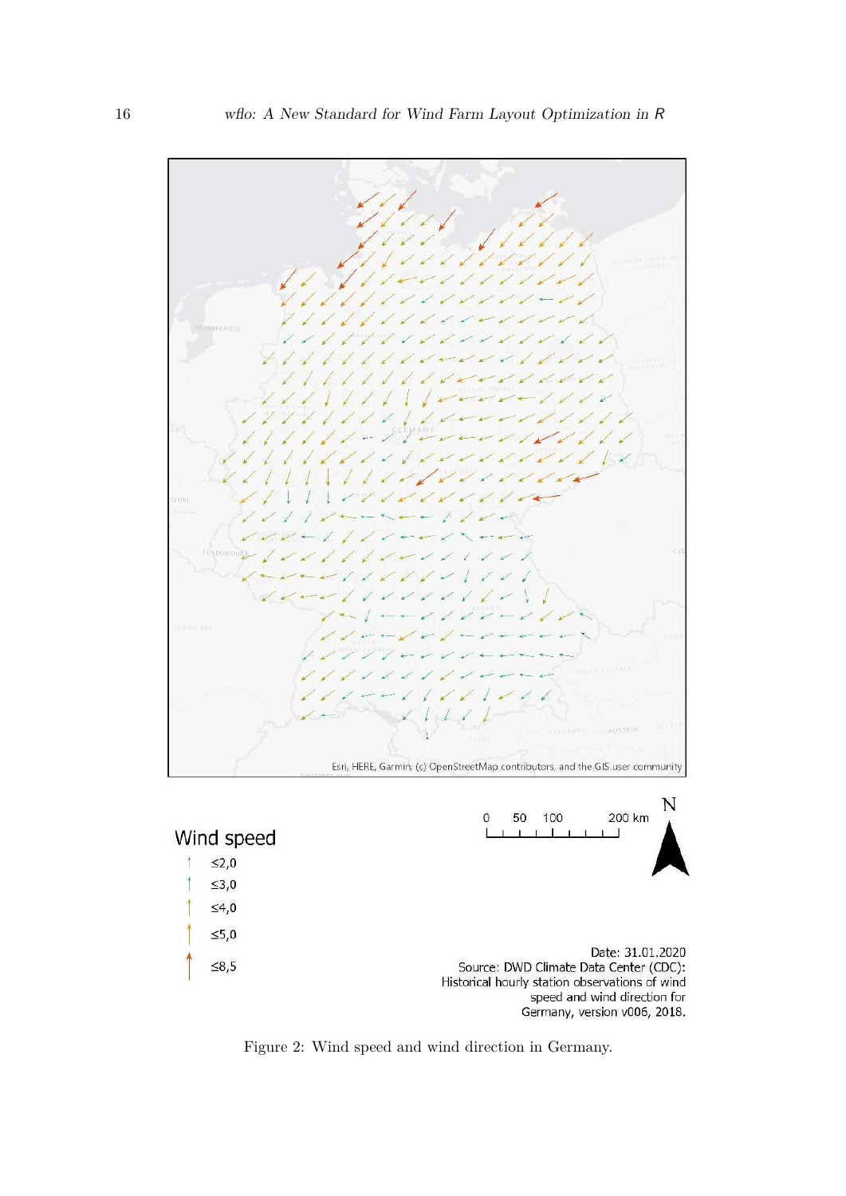Figure 2: Wind speed and wind direction in Germany.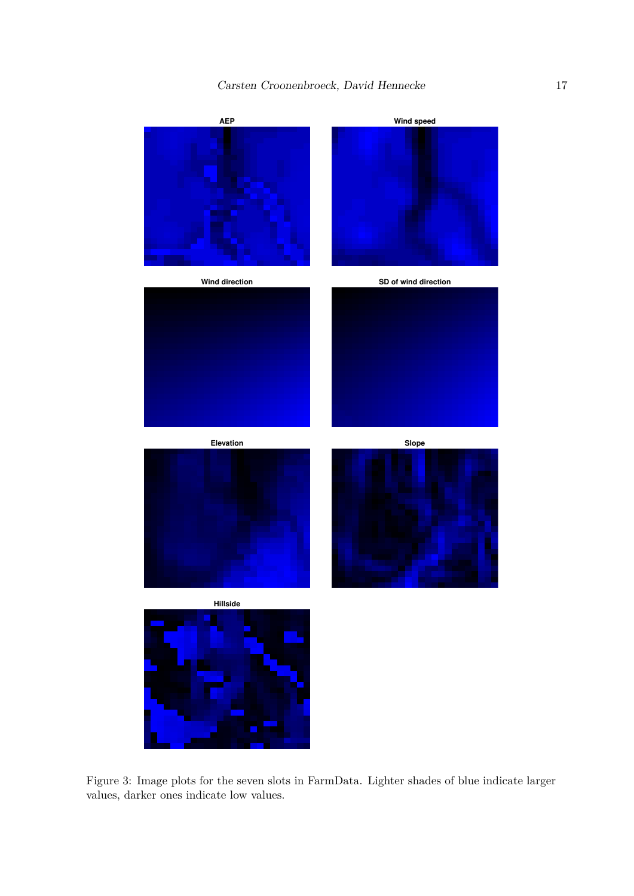AEP

Wind speed

Wind direction

SD of wind direction

Elevation

Slope

Hillside

Figure 3: Image plots for the seven slots in FarmData. Lighter shades of blue indicate larger values, darker ones indicate low values.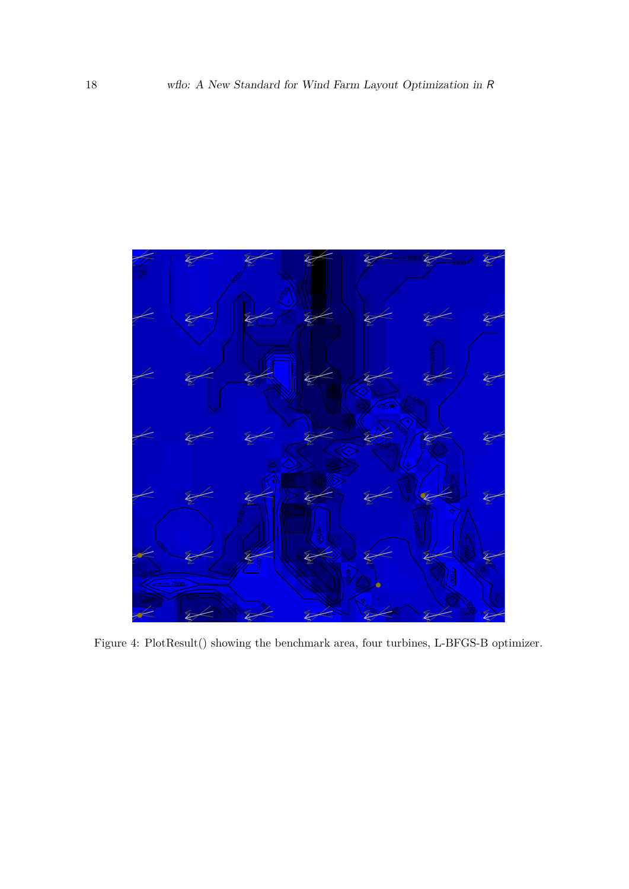Figure 4: PlotResult() showing the benchmark area, four turbines, L-BFGS-B optimizer.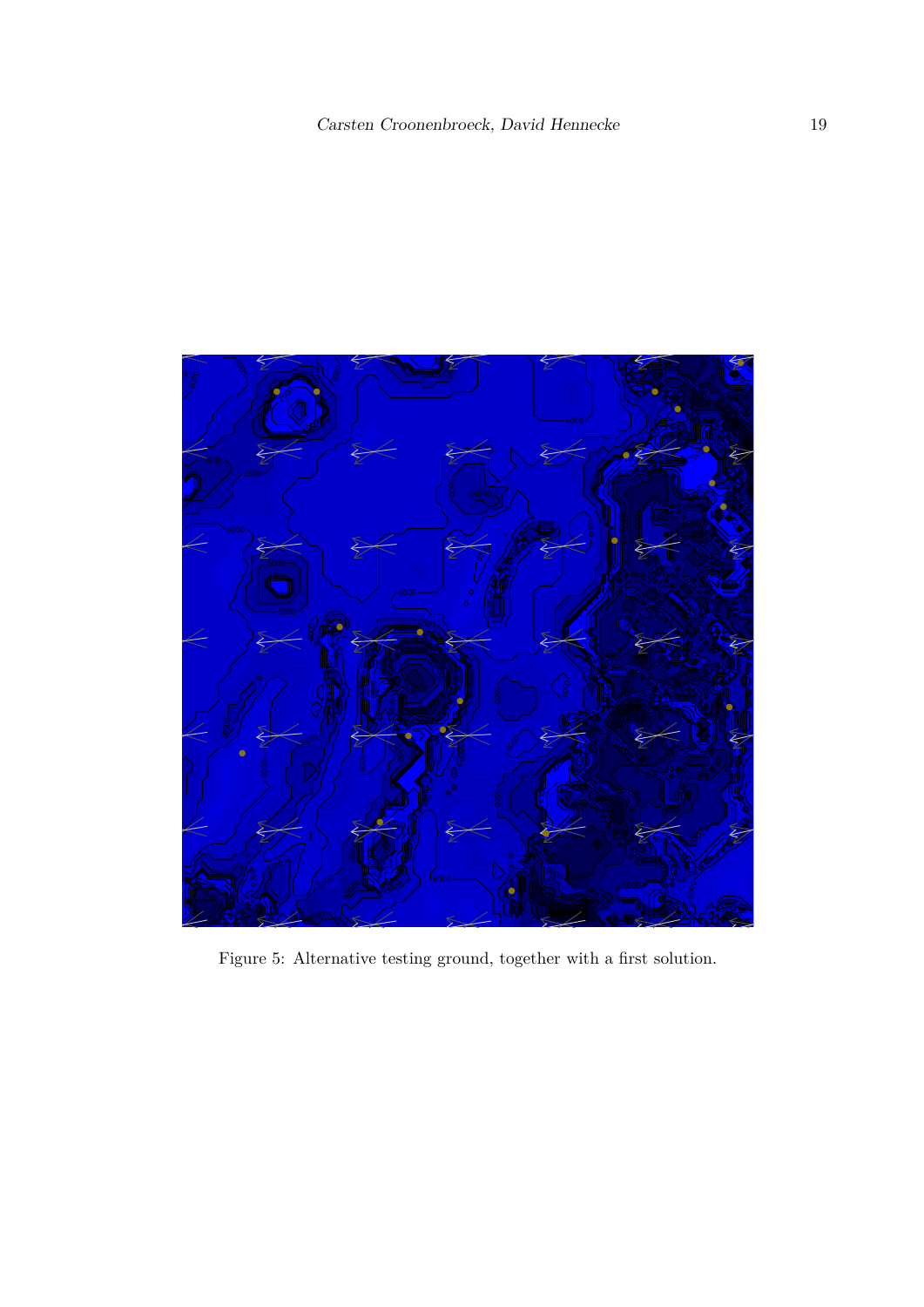Figure 5: Alternative testing ground, together with a first solution.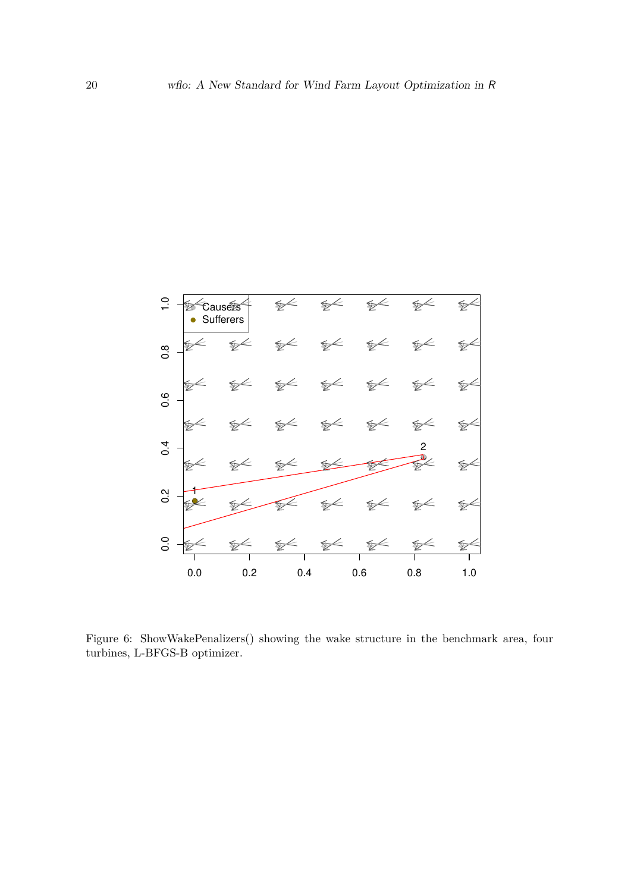Figure 6: ShowWakePenalizers() showing the wake structure in the benchmark area, four turbines, L-BFGS-B optimizer.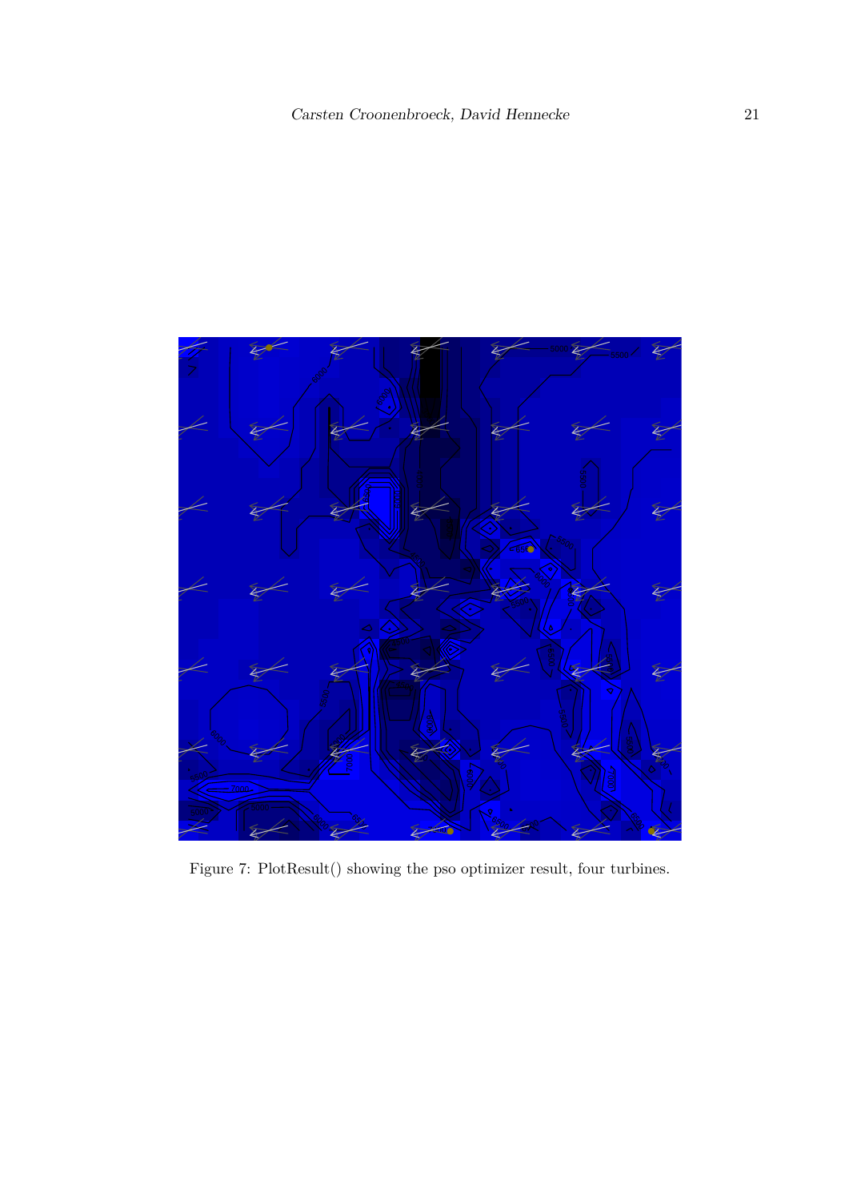Figure 7: PlotResult() showing the pso optimizer result, four turbines.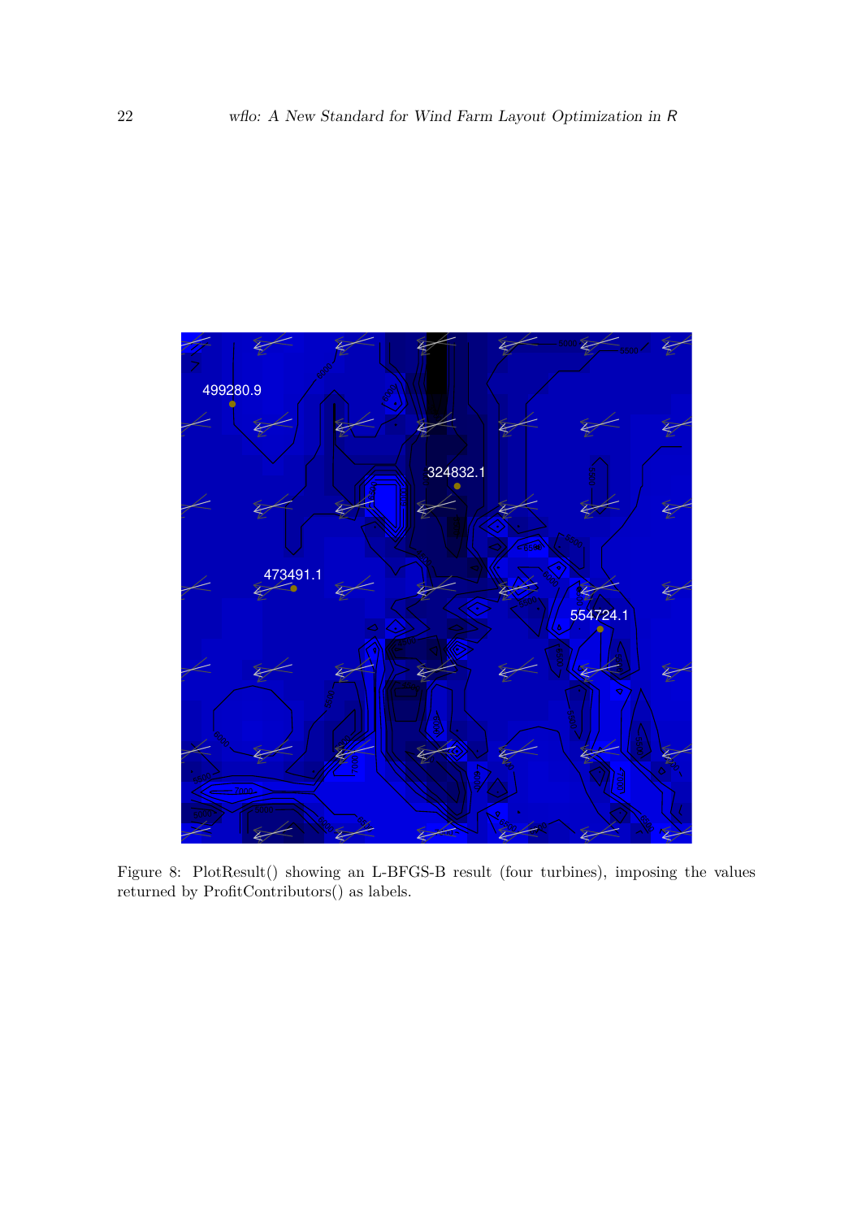Figure 8: PlotResult() showing an L-BFGS-B result (four turbines), imposing the values returned by ProfitContributors() as labels.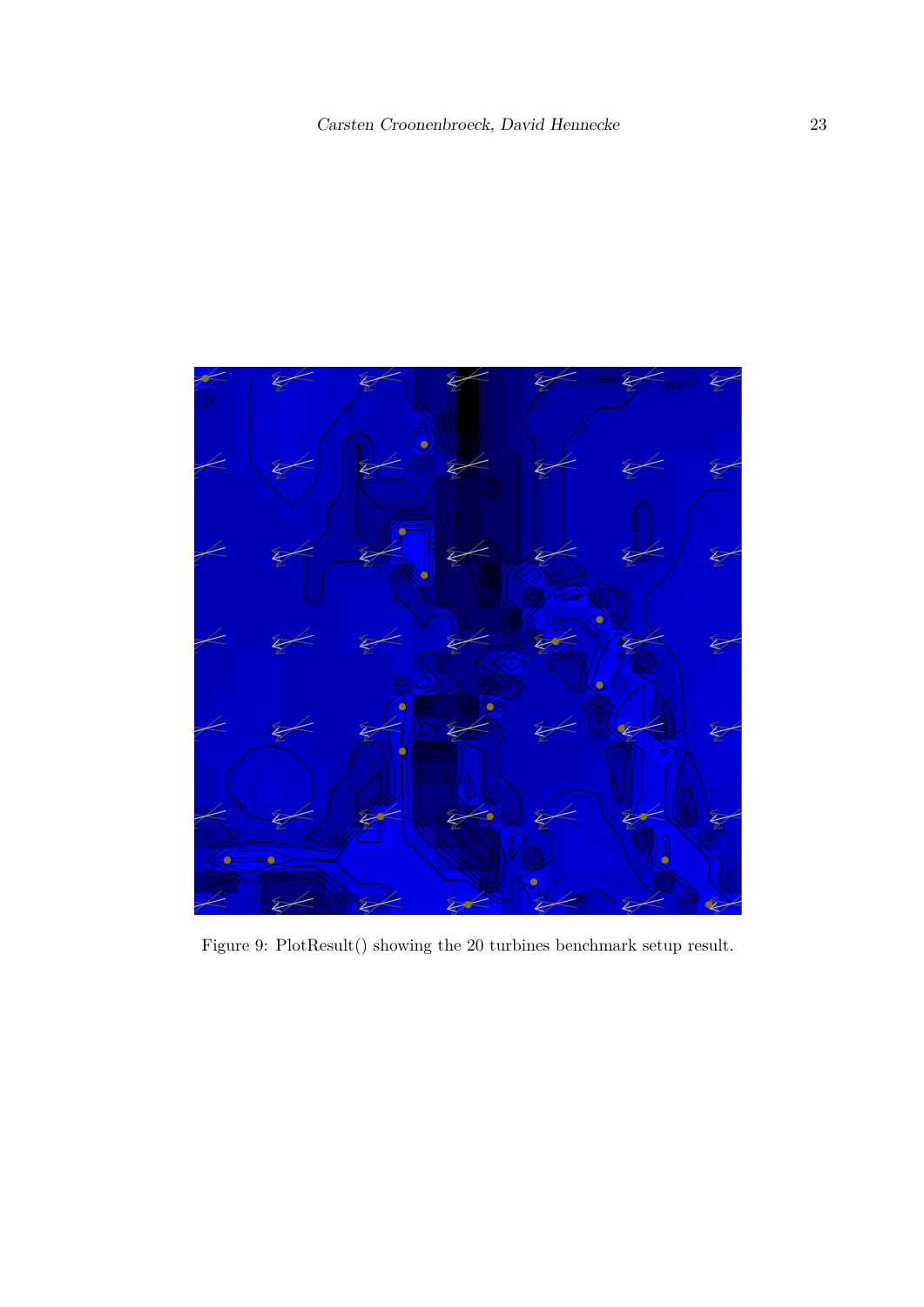Figure 9: PlotResult() showing the 20 turbines benchmark setup result.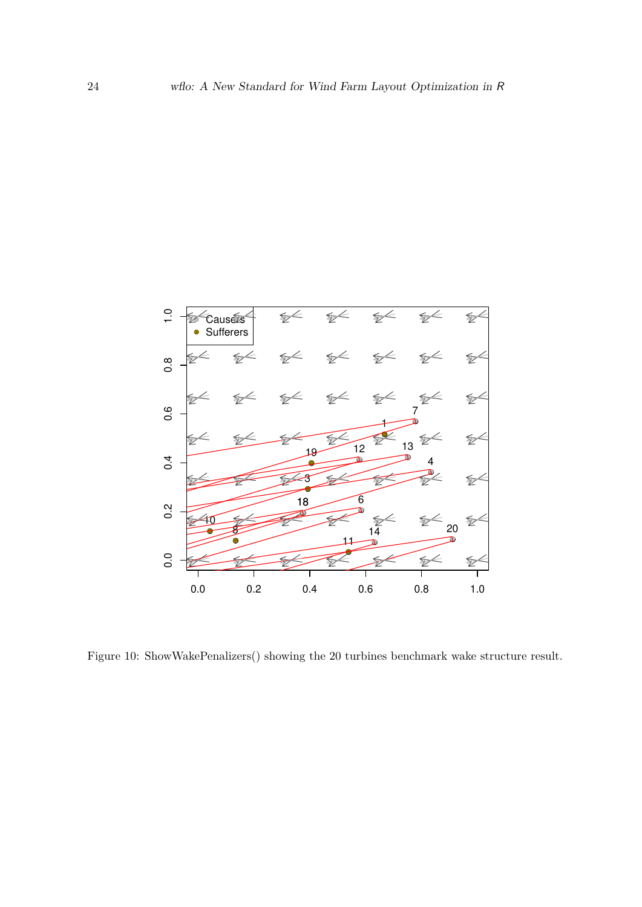Figure 10: ShowWakePenalizers() showing the 20 turbines benchmark wake structure result.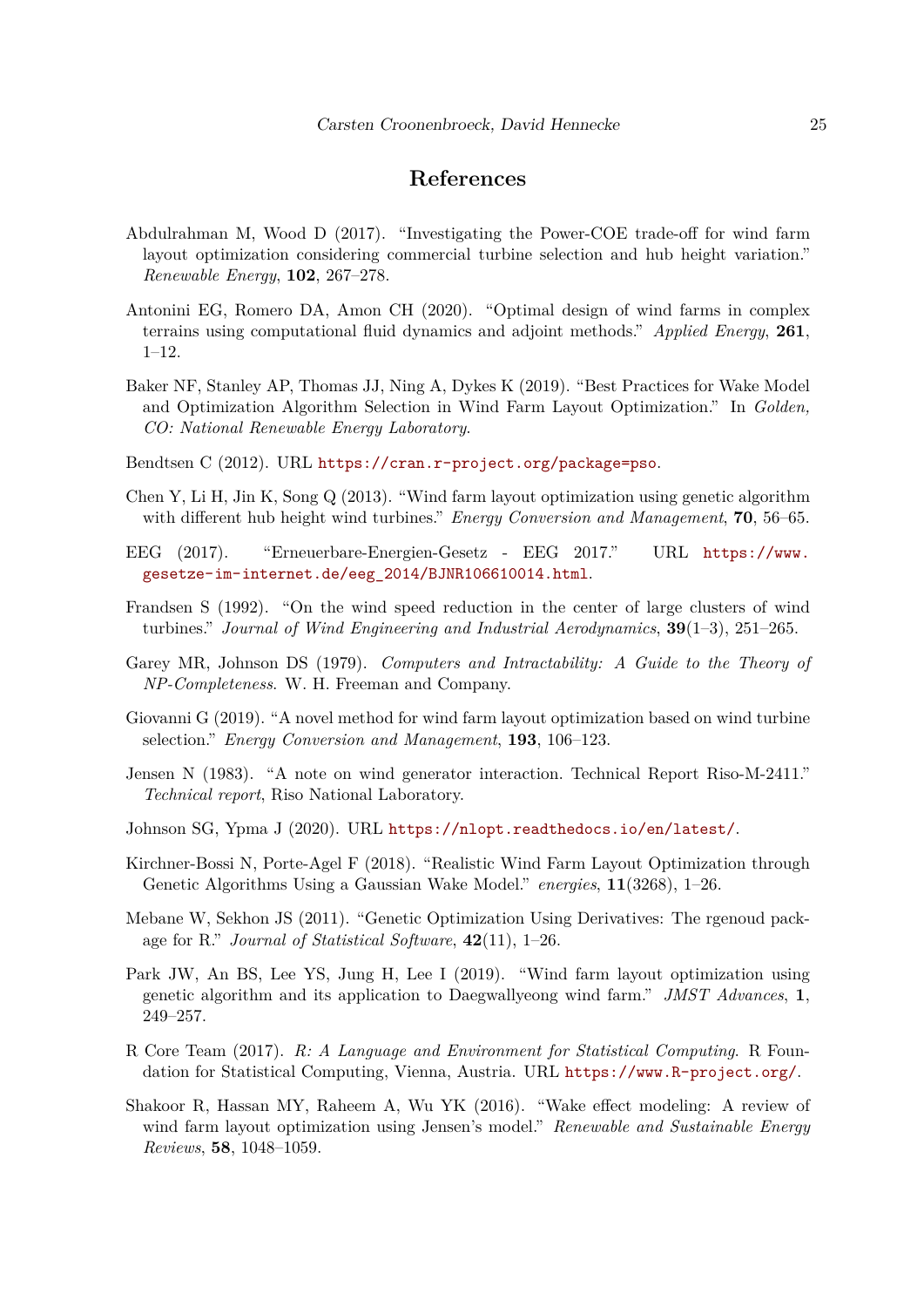## References

Abdulrahman M, Wood D (2017). "Investigating the Power-COE trade-off for wind farm layout optimization considering commercial turbine selection and hub height variation." *Renewable Energy*, **102**, 267–278.

Antonini EG, Romero DA, Amon CH (2020). "Optimal design of wind farms in complex terrains using computational fluid dynamics and adjoint methods." *Applied Energy*, **261**, 1–12.

Baker NF, Stanley AP, Thomas JJ, Ning A, Dykes K (2019). "Best Practices for Wake Model and Optimization Algorithm Selection in Wind Farm Layout Optimization." In *Golden, CO: National Renewable Energy Laboratory*.

Bendtsen C (2012). URL https://cran.r-project.org/package=pso.

Chen Y, Li H, Jin K, Song Q (2013). "Wind farm layout optimization using genetic algorithm with different hub height wind turbines." *Energy Conversion and Management*, **70**, 56–65.

EEG (2017). "Erneuerbare-Energien-Gesetz - EEG 2017." URL https://www.gesetze-im-internet.de/eeg_2014/BJNR106610014.html.

Frandsen S (1992). "On the wind speed reduction in the center of large clusters of wind turbines." *Journal of Wind Engineering and Industrial Aerodynamics*, **39**(1–3), 251–265.

Garey MR, Johnson DS (1979). *Computers and Intractability: A Guide to the Theory of NP-Completeness*. W. H. Freeman and Company.

Giovanni G (2019). "A novel method for wind farm layout optimization based on wind turbine selection." *Energy Conversion and Management*, **193**, 106–123.

Jensen N (1983). "A note on wind generator interaction. Technical Report Riso-M-2411." *Technical report*, Riso National Laboratory.

Johnson SG, Ypma J (2020). URL https://nlopt.readthedocs.io/en/latest/.

Kirchner-Bossi N, Porte-Agel F (2018). "Realistic Wind Farm Layout Optimization through Genetic Algorithms Using a Gaussian Wake Model." *energies*, **11**(3268), 1–26.

Mebane W, Sekhon JS (2011). "Genetic Optimization Using Derivatives: The rgenoud package for R." *Journal of Statistical Software*, **42**(11), 1–26.

Park JW, An BS, Lee YS, Jung H, Lee I (2019). "Wind farm layout optimization using genetic algorithm and its application to Daegwallyeong wind farm." *JMST Advances*, **1**, 249–257.

R Core Team (2017). *R: A Language and Environment for Statistical Computing*. R Foundation for Statistical Computing, Vienna, Austria. URL https://www.R-project.org/.

Shakoor R, Hassan MY, Raheem A, Wu YK (2016). "Wake effect modeling: A review of wind farm layout optimization using Jensen's model." *Renewable and Sustainable Energy Reviews*, **58**, 1048–1059.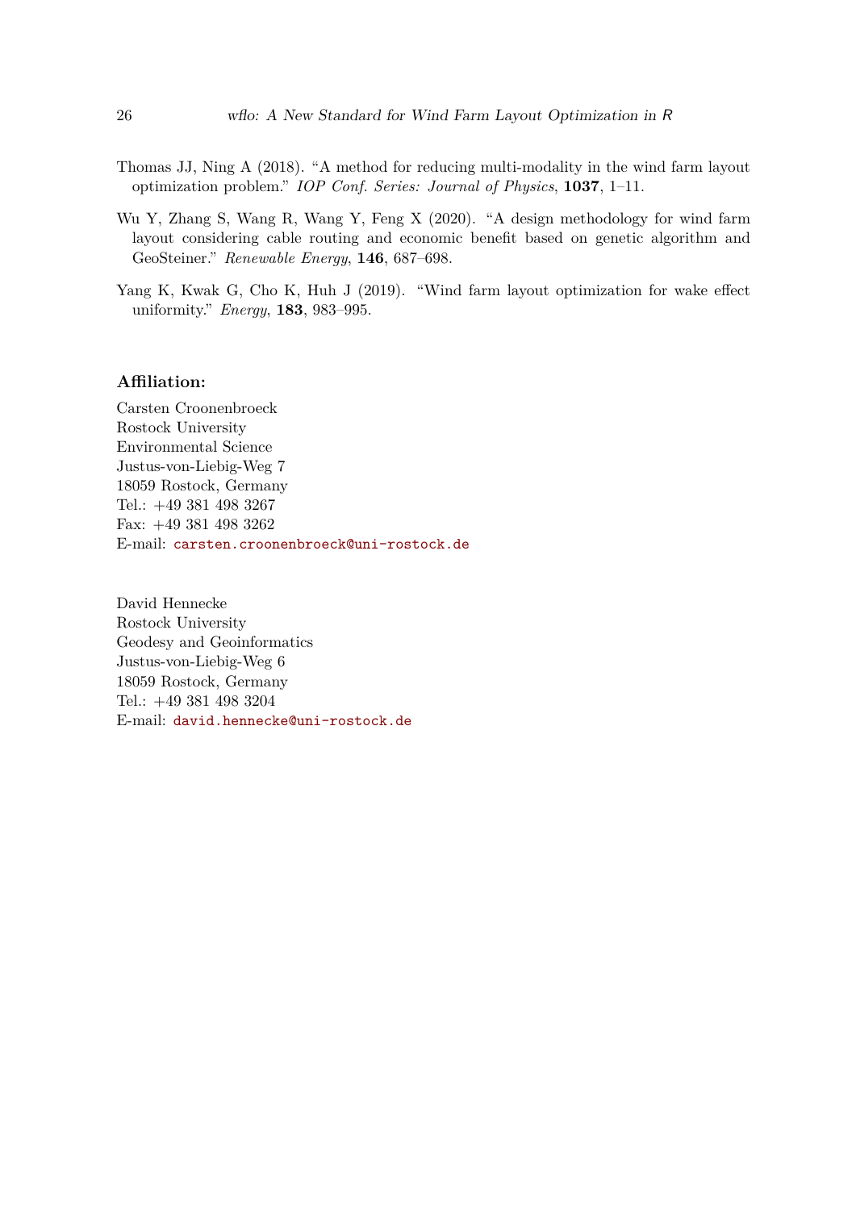Thomas JJ, Ning A (2018). "A method for reducing multi-modality in the wind farm layout optimization problem." *IOP Conf. Series: Journal of Physics*, **1037**, 1–11.

Wu Y, Zhang S, Wang R, Wang Y, Feng X (2020). "A design methodology for wind farm layout considering cable routing and economic benefit based on genetic algorithm and GeoSteiner." *Renewable Energy*, **146**, 687–698.

Yang K, Kwak G, Cho K, Huh J (2019). "Wind farm layout optimization for wake effect uniformity." *Energy*, **183**, 983–995.

### Affiliation:

Carsten Croonenbroeck
Rostock University
Environmental Science
Justus-von-Liebig-Weg 7
18059 Rostock, Germany
Tel.: +49 381 498 3267
Fax: +49 381 498 3262
E-mail: carsten.croonenbroeck@uni-rostock.de

David Hennecke
Rostock University
Geodesy and Geoinformatics
Justus-von-Liebig-Weg 6
18059 Rostock, Germany
Tel.: +49 381 498 3204
E-mail: david.hennecke@uni-rostock.de